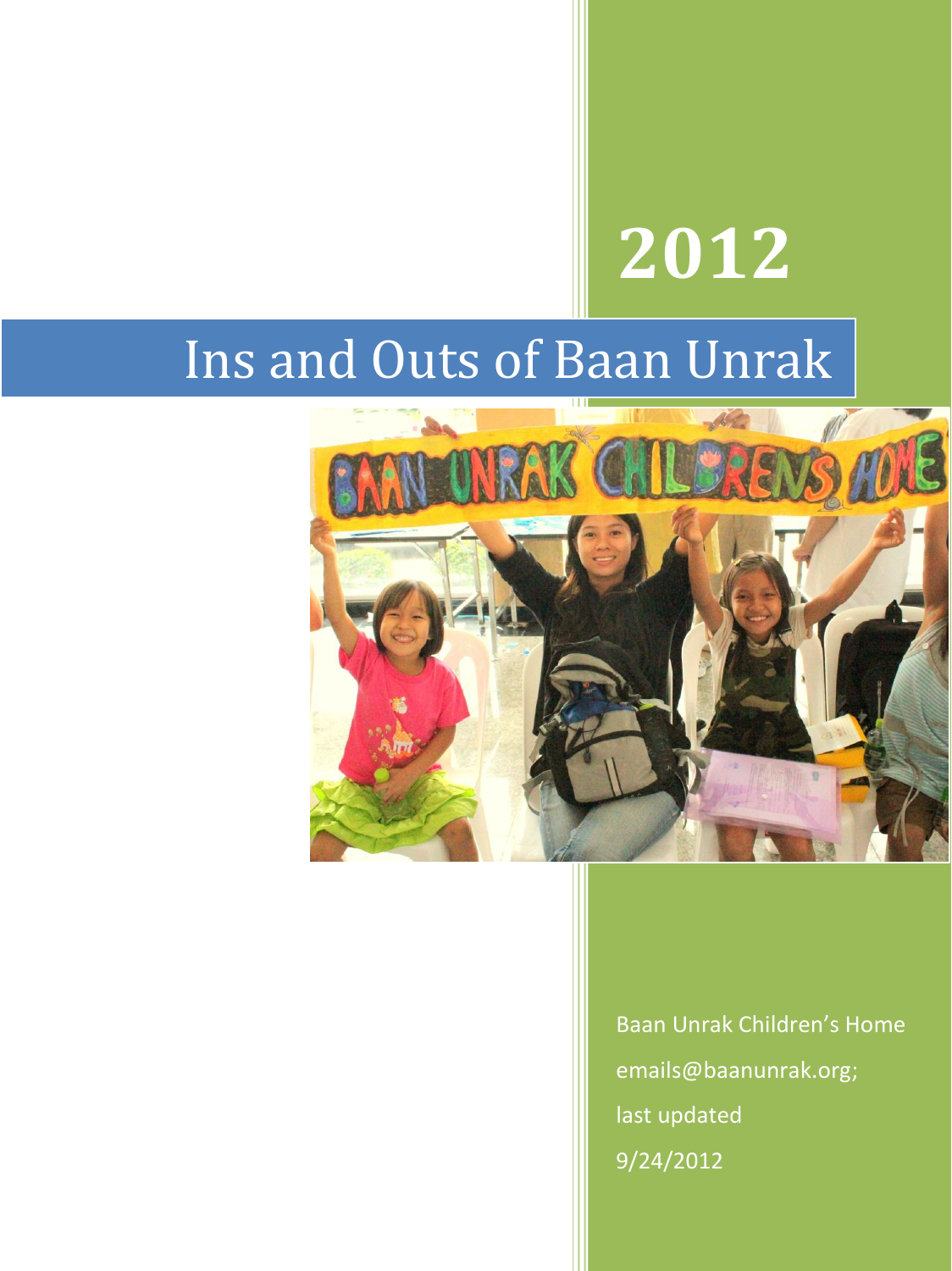# 2012

# Ins and Outs of Baan Unrak

Baan Unrak Children's Home

emails@baanunrak.org;

last updated

9/24/2012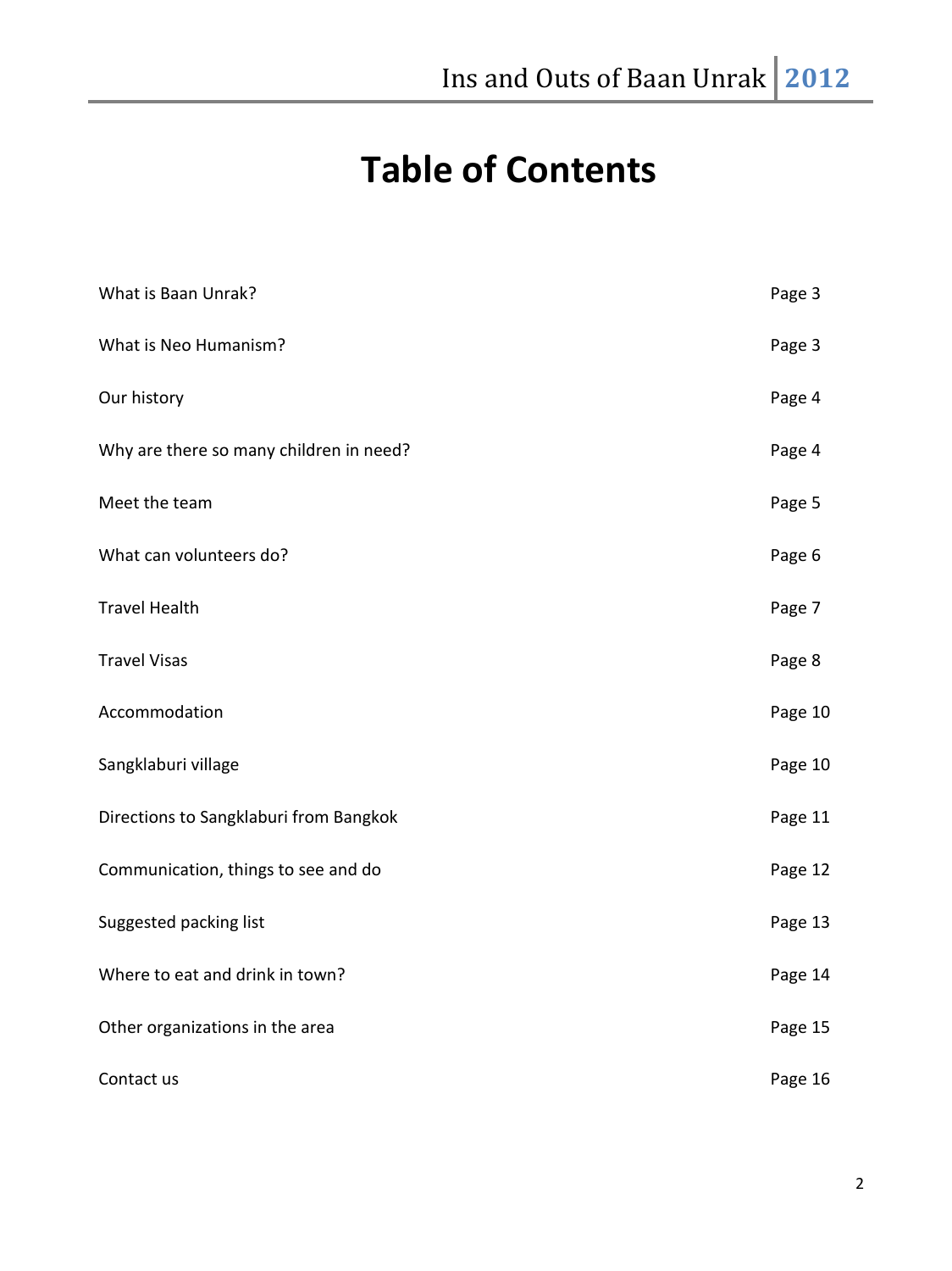# Table of Contents

| | |
|---|---|
| What is Baan Unrak? | Page 3 |
| What is Neo Humanism? | Page 3 |
| Our history | Page 4 |
| Why are there so many children in need? | Page 4 |
| Meet the team | Page 5 |
| What can volunteers do? | Page 6 |
| Travel Health | Page 7 |
| Travel Visas | Page 8 |
| Accommodation | Page 10 |
| Sangklaburi village | Page 10 |
| Directions to Sangklaburi from Bangkok | Page 11 |
| Communication, things to see and do | Page 12 |
| Suggested packing list | Page 13 |
| Where to eat and drink in town? | Page 14 |
| Other organizations in the area | Page 15 |
| Contact us | Page 16 |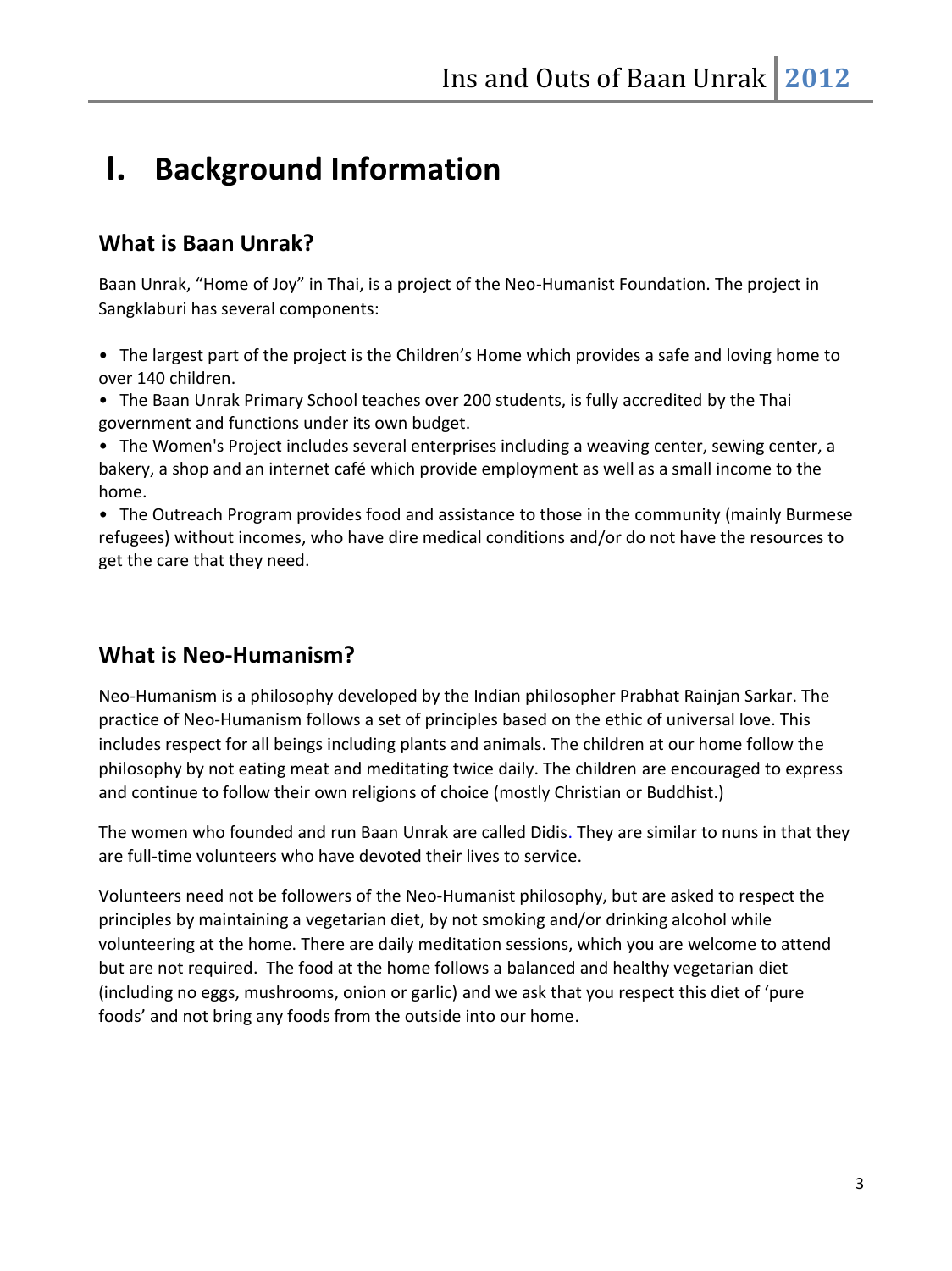# I. Background Information

## What is Baan Unrak?

Baan Unrak, "Home of Joy" in Thai, is a project of the Neo-Humanist Foundation. The project in Sangklaburi has several components:

- The largest part of the project is the Children's Home which provides a safe and loving home to over 140 children.
- The Baan Unrak Primary School teaches over 200 students, is fully accredited by the Thai government and functions under its own budget.
- The Women's Project includes several enterprises including a weaving center, sewing center, a bakery, a shop and an internet café which provide employment as well as a small income to the home.
- The Outreach Program provides food and assistance to those in the community (mainly Burmese refugees) without incomes, who have dire medical conditions and/or do not have the resources to get the care that they need.

## What is Neo-Humanism?

Neo-Humanism is a philosophy developed by the Indian philosopher Prabhat Rainjan Sarkar. The practice of Neo-Humanism follows a set of principles based on the ethic of universal love. This includes respect for all beings including plants and animals. The children at our home follow the philosophy by not eating meat and meditating twice daily. The children are encouraged to express and continue to follow their own religions of choice (mostly Christian or Buddhist.)

The women who founded and run Baan Unrak are called Didis. They are similar to nuns in that they are full-time volunteers who have devoted their lives to service.

Volunteers need not be followers of the Neo-Humanist philosophy, but are asked to respect the principles by maintaining a vegetarian diet, by not smoking and/or drinking alcohol while volunteering at the home. There are daily meditation sessions, which you are welcome to attend but are not required. The food at the home follows a balanced and healthy vegetarian diet (including no eggs, mushrooms, onion or garlic) and we ask that you respect this diet of 'pure foods' and not bring any foods from the outside into our home.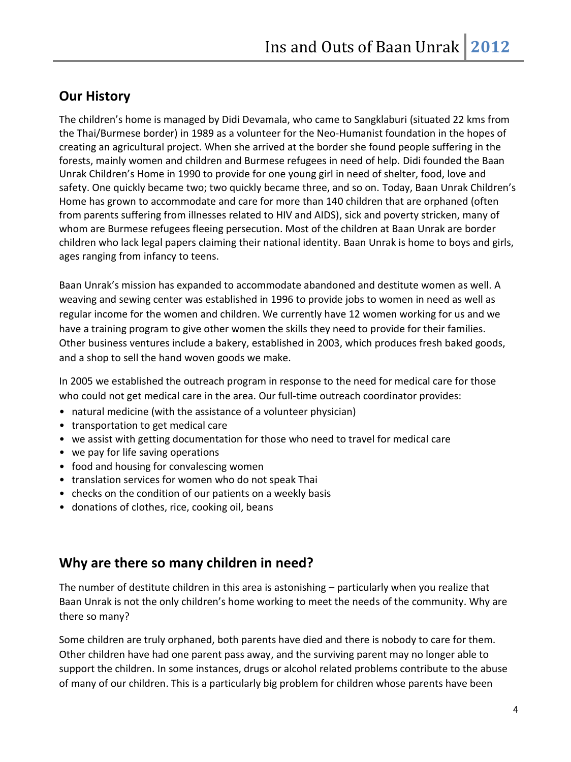## Our History

The children's home is managed by Didi Devamala, who came to Sangklaburi (situated 22 kms from the Thai/Burmese border) in 1989 as a volunteer for the Neo-Humanist foundation in the hopes of creating an agricultural project. When she arrived at the border she found people suffering in the forests, mainly women and children and Burmese refugees in need of help. Didi founded the Baan Unrak Children's Home in 1990 to provide for one young girl in need of shelter, food, love and safety. One quickly became two; two quickly became three, and so on. Today, Baan Unrak Children's Home has grown to accommodate and care for more than 140 children that are orphaned (often from parents suffering from illnesses related to HIV and AIDS), sick and poverty stricken, many of whom are Burmese refugees fleeing persecution. Most of the children at Baan Unrak are border children who lack legal papers claiming their national identity. Baan Unrak is home to boys and girls, ages ranging from infancy to teens.

Baan Unrak's mission has expanded to accommodate abandoned and destitute women as well. A weaving and sewing center was established in 1996 to provide jobs to women in need as well as regular income for the women and children. We currently have 12 women working for us and we have a training program to give other women the skills they need to provide for their families. Other business ventures include a bakery, established in 2003, which produces fresh baked goods, and a shop to sell the hand woven goods we make.

In 2005 we established the outreach program in response to the need for medical care for those who could not get medical care in the area. Our full-time outreach coordinator provides:

- natural medicine (with the assistance of a volunteer physician)
- transportation to get medical care
- we assist with getting documentation for those who need to travel for medical care
- we pay for life saving operations
- food and housing for convalescing women
- translation services for women who do not speak Thai
- checks on the condition of our patients on a weekly basis
- donations of clothes, rice, cooking oil, beans

## Why are there so many children in need?

The number of destitute children in this area is astonishing – particularly when you realize that Baan Unrak is not the only children's home working to meet the needs of the community. Why are there so many?

Some children are truly orphaned, both parents have died and there is nobody to care for them. Other children have had one parent pass away, and the surviving parent may no longer able to support the children. In some instances, drugs or alcohol related problems contribute to the abuse of many of our children. This is a particularly big problem for children whose parents have been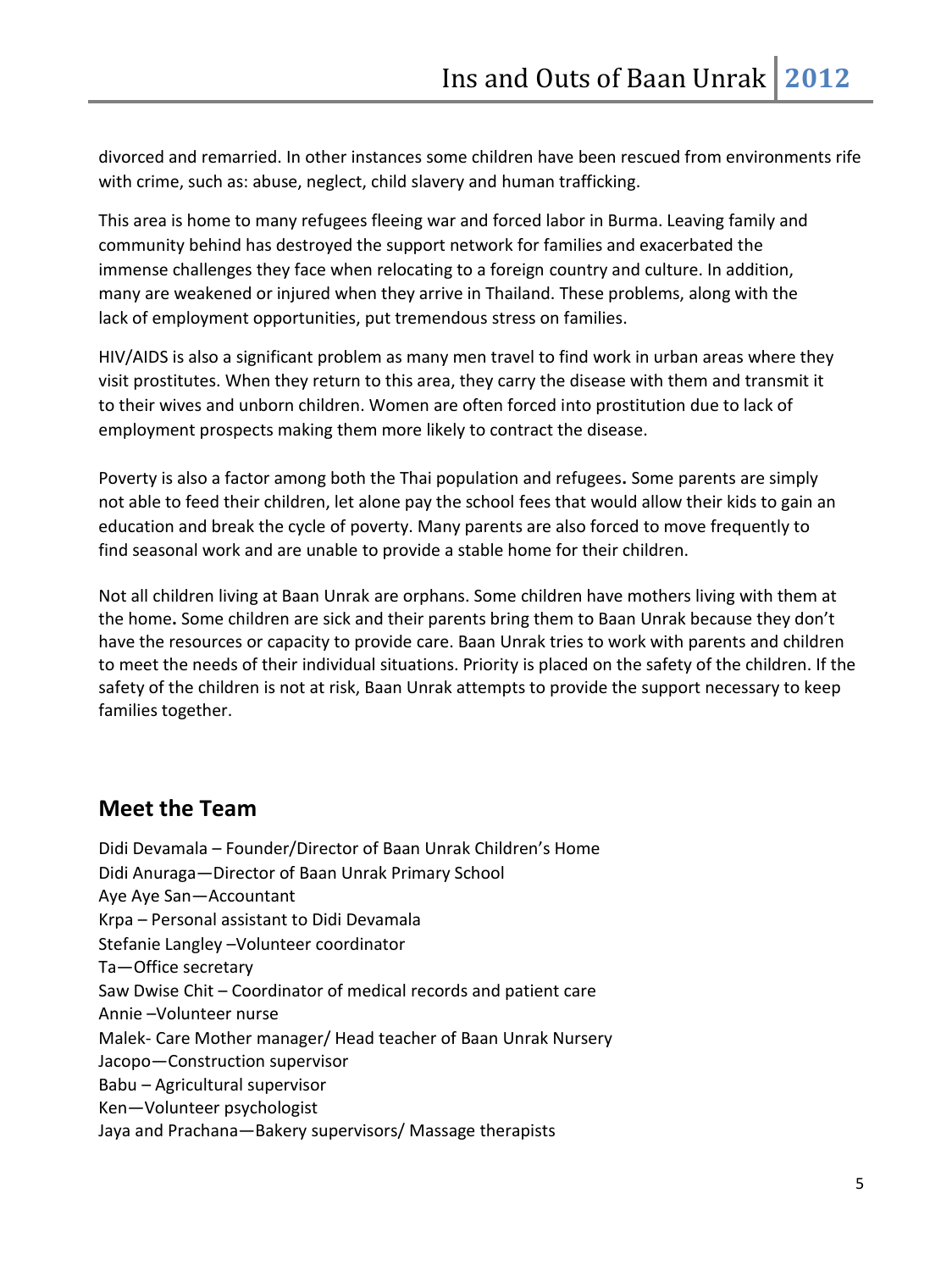divorced and remarried. In other instances some children have been rescued from environments rife with crime, such as: abuse, neglect, child slavery and human trafficking.

This area is home to many refugees fleeing war and forced labor in Burma. Leaving family and community behind has destroyed the support network for families and exacerbated the immense challenges they face when relocating to a foreign country and culture. In addition, many are weakened or injured when they arrive in Thailand. These problems, along with the lack of employment opportunities, put tremendous stress on families.

HIV/AIDS is also a significant problem as many men travel to find work in urban areas where they visit prostitutes. When they return to this area, they carry the disease with them and transmit it to their wives and unborn children. Women are often forced into prostitution due to lack of employment prospects making them more likely to contract the disease.

Poverty is also a factor among both the Thai population and refugees. Some parents are simply not able to feed their children, let alone pay the school fees that would allow their kids to gain an education and break the cycle of poverty. Many parents are also forced to move frequently to find seasonal work and are unable to provide a stable home for their children.

Not all children living at Baan Unrak are orphans. Some children have mothers living with them at the home. Some children are sick and their parents bring them to Baan Unrak because they don't have the resources or capacity to provide care. Baan Unrak tries to work with parents and children to meet the needs of their individual situations. Priority is placed on the safety of the children. If the safety of the children is not at risk, Baan Unrak attempts to provide the support necessary to keep families together.

## Meet the Team

Didi Devamala – Founder/Director of Baan Unrak Children's Home
Didi Anuraga—Director of Baan Unrak Primary School
Aye Aye San—Accountant
Krpa – Personal assistant to Didi Devamala
Stefanie Langley –Volunteer coordinator
Ta—Office secretary
Saw Dwise Chit – Coordinator of medical records and patient care
Annie –Volunteer nurse
Malek- Care Mother manager/ Head teacher of Baan Unrak Nursery
Jacopo—Construction supervisor
Babu – Agricultural supervisor
Ken—Volunteer psychologist
Jaya and Prachana—Bakery supervisors/ Massage therapists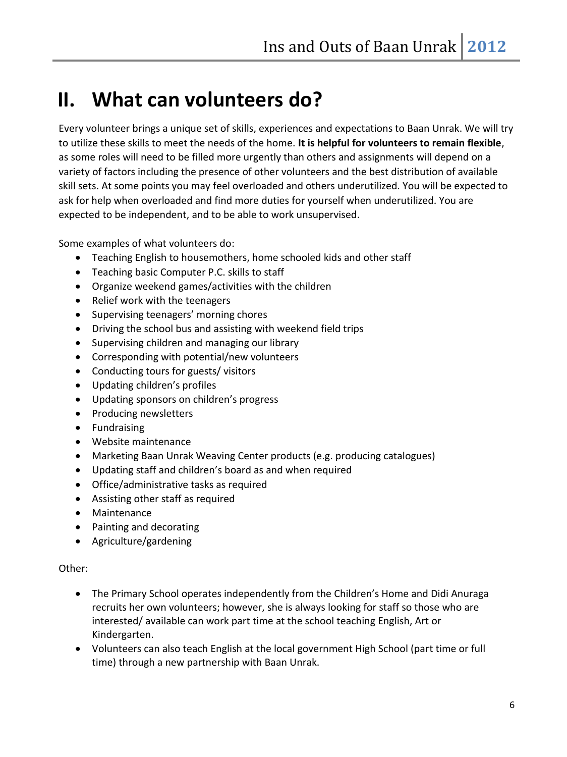# II. What can volunteers do?

Every volunteer brings a unique set of skills, experiences and expectations to Baan Unrak. We will try to utilize these skills to meet the needs of the home. **It is helpful for volunteers to remain flexible**, as some roles will need to be filled more urgently than others and assignments will depend on a variety of factors including the presence of other volunteers and the best distribution of available skill sets. At some points you may feel overloaded and others underutilized. You will be expected to ask for help when overloaded and find more duties for yourself when underutilized. You are expected to be independent, and to be able to work unsupervised.

Some examples of what volunteers do:

- Teaching English to housemothers, home schooled kids and other staff
- Teaching basic Computer P.C. skills to staff
- Organize weekend games/activities with the children
- Relief work with the teenagers
- Supervising teenagers' morning chores
- Driving the school bus and assisting with weekend field trips
- Supervising children and managing our library
- Corresponding with potential/new volunteers
- Conducting tours for guests/ visitors
- Updating children's profiles
- Updating sponsors on children's progress
- Producing newsletters
- Fundraising
- Website maintenance
- Marketing Baan Unrak Weaving Center products (e.g. producing catalogues)
- Updating staff and children's board as and when required
- Office/administrative tasks as required
- Assisting other staff as required
- Maintenance
- Painting and decorating
- Agriculture/gardening

Other:

- The Primary School operates independently from the Children's Home and Didi Anuraga recruits her own volunteers; however, she is always looking for staff so those who are interested/ available can work part time at the school teaching English, Art or Kindergarten.
- Volunteers can also teach English at the local government High School (part time or full time) through a new partnership with Baan Unrak.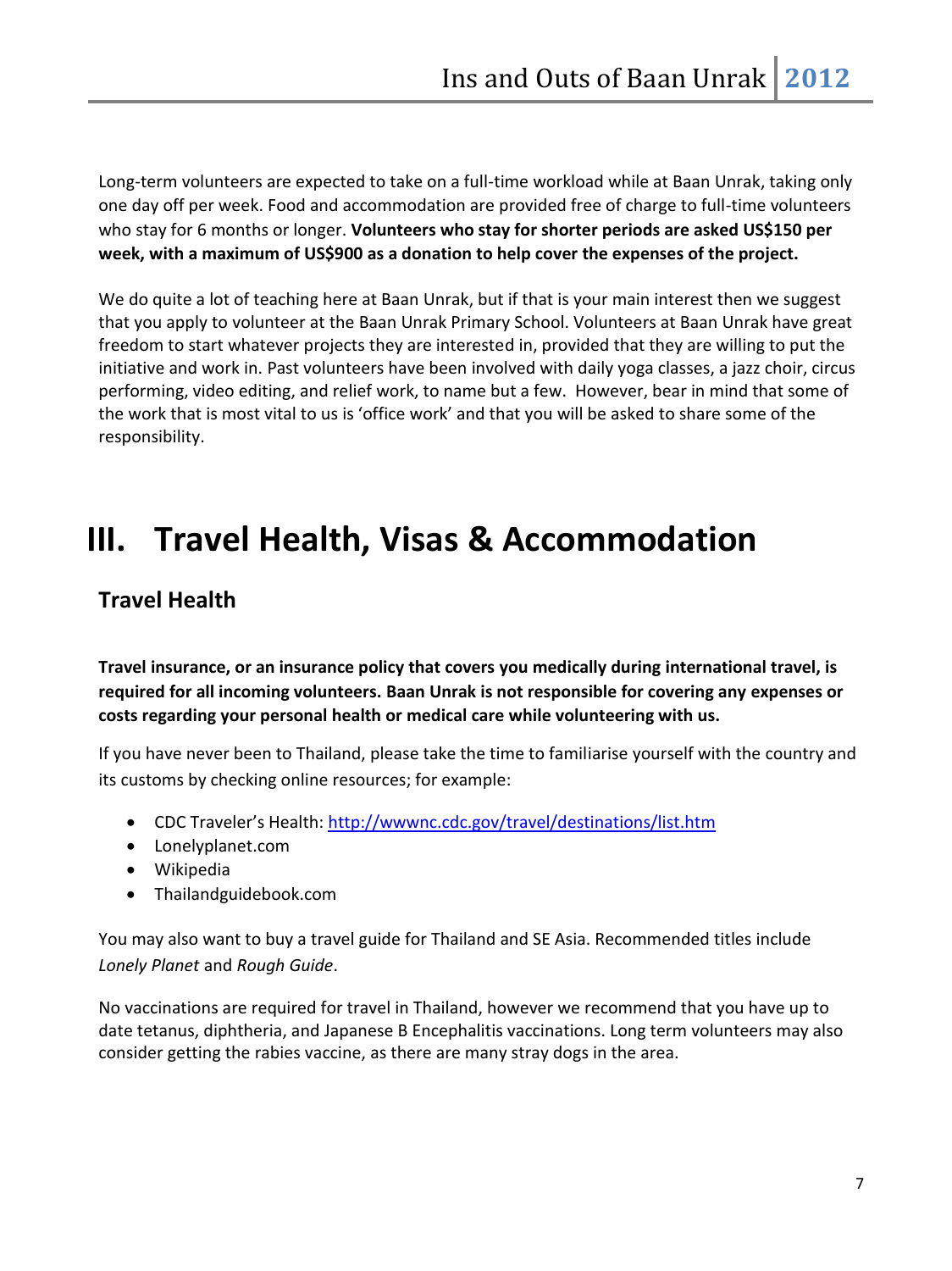Long-term volunteers are expected to take on a full-time workload while at Baan Unrak, taking only one day off per week. Food and accommodation are provided free of charge to full-time volunteers who stay for 6 months or longer. **Volunteers who stay for shorter periods are asked US$150 per week, with a maximum of US$900 as a donation to help cover the expenses of the project.**

We do quite a lot of teaching here at Baan Unrak, but if that is your main interest then we suggest that you apply to volunteer at the Baan Unrak Primary School. Volunteers at Baan Unrak have great freedom to start whatever projects they are interested in, provided that they are willing to put the initiative and work in. Past volunteers have been involved with daily yoga classes, a jazz choir, circus performing, video editing, and relief work, to name but a few. However, bear in mind that some of the work that is most vital to us is 'office work' and that you will be asked to share some of the responsibility.

# III. Travel Health, Visas & Accommodation

## Travel Health

**Travel insurance, or an insurance policy that covers you medically during international travel, is required for all incoming volunteers. Baan Unrak is not responsible for covering any expenses or costs regarding your personal health or medical care while volunteering with us.**

If you have never been to Thailand, please take the time to familiarise yourself with the country and its customs by checking online resources; for example:

- CDC Traveler's Health: http://wwwnc.cdc.gov/travel/destinations/list.htm
- Lonelyplanet.com
- Wikipedia
- Thailandguidebook.com

You may also want to buy a travel guide for Thailand and SE Asia. Recommended titles include *Lonely Planet* and *Rough Guide*.

No vaccinations are required for travel in Thailand, however we recommend that you have up to date tetanus, diphtheria, and Japanese B Encephalitis vaccinations. Long term volunteers may also consider getting the rabies vaccine, as there are many stray dogs in the area.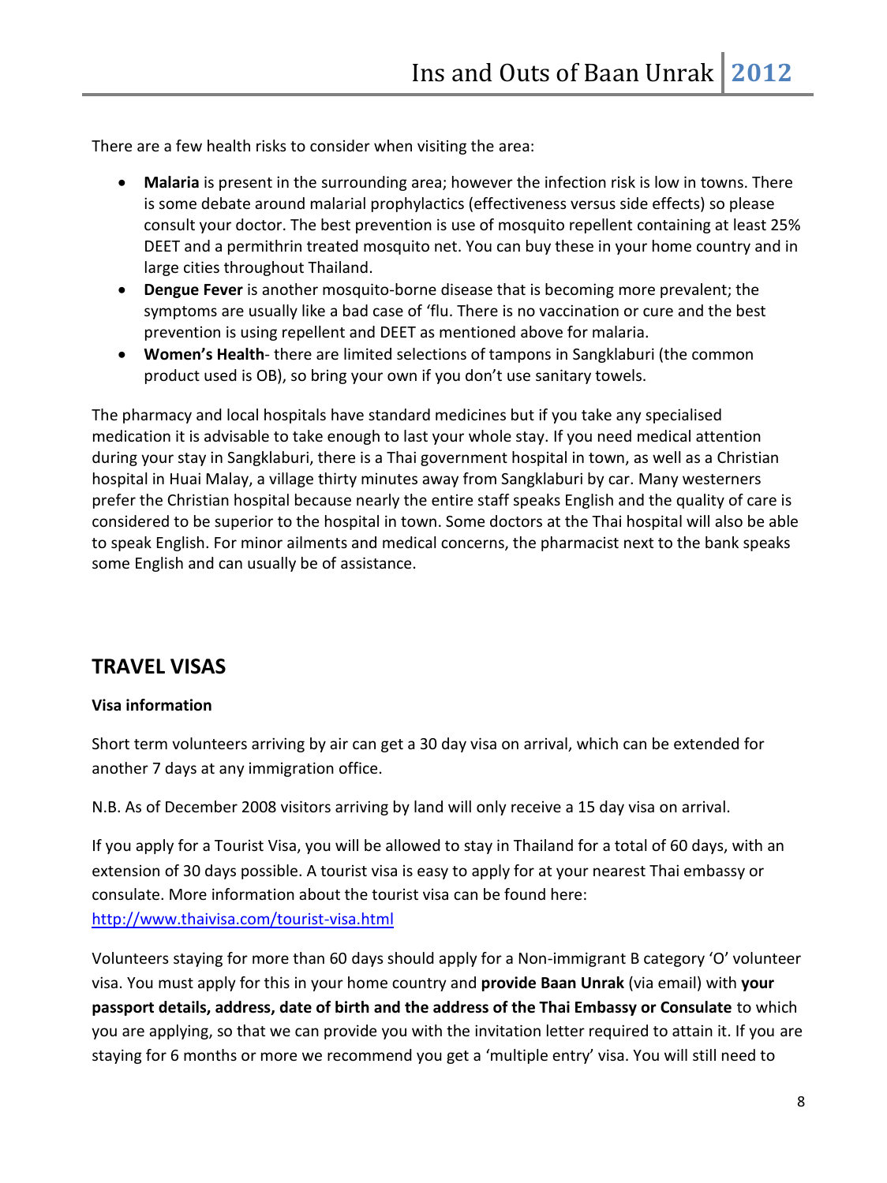There are a few health risks to consider when visiting the area:

- **Malaria** is present in the surrounding area; however the infection risk is low in towns. There is some debate around malarial prophylactics (effectiveness versus side effects) so please consult your doctor. The best prevention is use of mosquito repellent containing at least 25% DEET and a permithrin treated mosquito net. You can buy these in your home country and in large cities throughout Thailand.
- **Dengue Fever** is another mosquito-borne disease that is becoming more prevalent; the symptoms are usually like a bad case of 'flu. There is no vaccination or cure and the best prevention is using repellent and DEET as mentioned above for malaria.
- **Women's Health**- there are limited selections of tampons in Sangklaburi (the common product used is OB), so bring your own if you don't use sanitary towels.

The pharmacy and local hospitals have standard medicines but if you take any specialised medication it is advisable to take enough to last your whole stay. If you need medical attention during your stay in Sangklaburi, there is a Thai government hospital in town, as well as a Christian hospital in Huai Malay, a village thirty minutes away from Sangklaburi by car. Many westerners prefer the Christian hospital because nearly the entire staff speaks English and the quality of care is considered to be superior to the hospital in town. Some doctors at the Thai hospital will also be able to speak English. For minor ailments and medical concerns, the pharmacist next to the bank speaks some English and can usually be of assistance.

## TRAVEL VISAS

**Visa information**

Short term volunteers arriving by air can get a 30 day visa on arrival, which can be extended for another 7 days at any immigration office.

N.B. As of December 2008 visitors arriving by land will only receive a 15 day visa on arrival.

If you apply for a Tourist Visa, you will be allowed to stay in Thailand for a total of 60 days, with an extension of 30 days possible. A tourist visa is easy to apply for at your nearest Thai embassy or consulate. More information about the tourist visa can be found here: http://www.thaivisa.com/tourist-visa.html

Volunteers staying for more than 60 days should apply for a Non-immigrant B category 'O' volunteer visa. You must apply for this in your home country and **provide Baan Unrak** (via email) with **your passport details, address, date of birth and the address of the Thai Embassy or Consulate** to which you are applying, so that we can provide you with the invitation letter required to attain it. If you are staying for 6 months or more we recommend you get a 'multiple entry' visa. You will still need to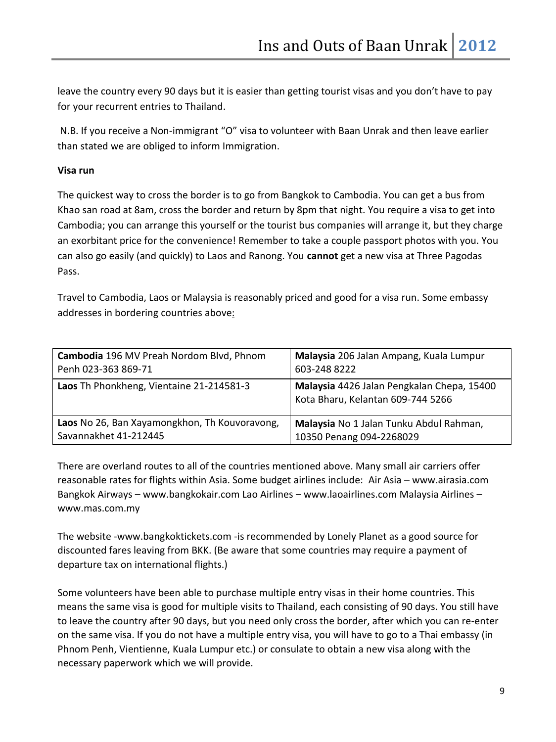leave the country every 90 days but it is easier than getting tourist visas and you don't have to pay for your recurrent entries to Thailand.

N.B. If you receive a Non-immigrant "O" visa to volunteer with Baan Unrak and then leave earlier than stated we are obliged to inform Immigration.

**Visa run**

The quickest way to cross the border is to go from Bangkok to Cambodia. You can get a bus from Khao san road at 8am, cross the border and return by 8pm that night. You require a visa to get into Cambodia; you can arrange this yourself or the tourist bus companies will arrange it, but they charge an exorbitant price for the convenience! Remember to take a couple passport photos with you. You can also go easily (and quickly) to Laos and Ranong. You **cannot** get a new visa at Three Pagodas Pass.

Travel to Cambodia, Laos or Malaysia is reasonably priced and good for a visa run. Some embassy addresses in bordering countries above:

| | |
|---|---|
| **Cambodia** 196 MV Preah Nordom Blvd, Phnom Penh 023-363 869-71 | **Malaysia** 206 Jalan Ampang, Kuala Lumpur 603-248 8222 |
| **Laos** Th Phonkheng, Vientaine 21-214581-3 | **Malaysia** 4426 Jalan Pengkalan Chepa, 15400 Kota Bharu, Kelantan 609-744 5266 |
| **Laos** No 26, Ban Xayamongkhon, Th Kouvoravong, Savannakhet 41-212445 | **Malaysia** No 1 Jalan Tunku Abdul Rahman, 10350 Penang 094-2268029 |

There are overland routes to all of the countries mentioned above. Many small air carriers offer reasonable rates for flights within Asia. Some budget airlines include: Air Asia – www.airasia.com Bangkok Airways – www.bangkokair.com Lao Airlines – www.laoairlines.com Malaysia Airlines – www.mas.com.my

The website -www.bangkoktickets.com -is recommended by Lonely Planet as a good source for discounted fares leaving from BKK. (Be aware that some countries may require a payment of departure tax on international flights.)

Some volunteers have been able to purchase multiple entry visas in their home countries. This means the same visa is good for multiple visits to Thailand, each consisting of 90 days. You still have to leave the country after 90 days, but you need only cross the border, after which you can re-enter on the same visa. If you do not have a multiple entry visa, you will have to go to a Thai embassy (in Phnom Penh, Vientienne, Kuala Lumpur etc.) or consulate to obtain a new visa along with the necessary paperwork which we will provide.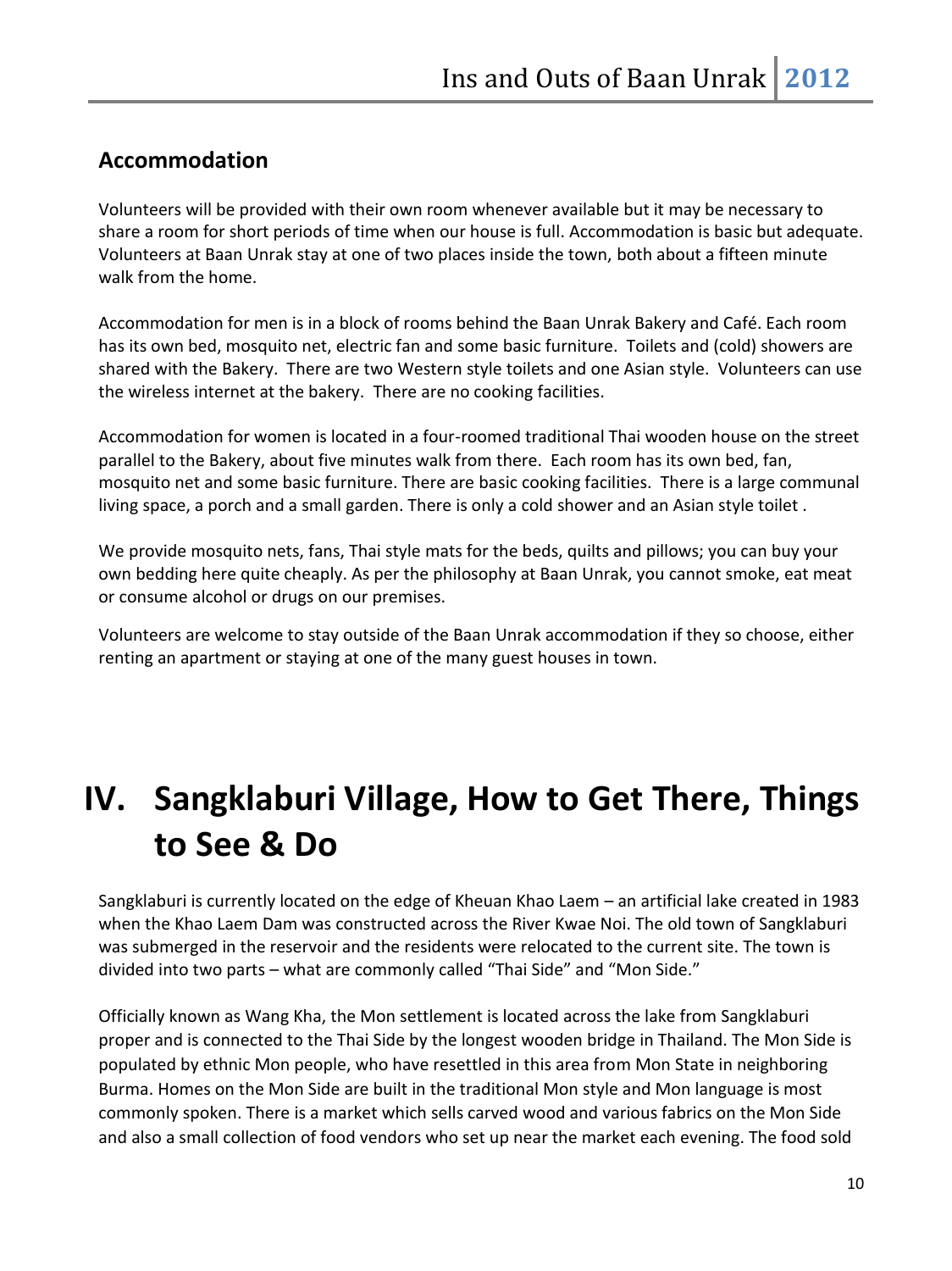## Accommodation

Volunteers will be provided with their own room whenever available but it may be necessary to share a room for short periods of time when our house is full. Accommodation is basic but adequate. Volunteers at Baan Unrak stay at one of two places inside the town, both about a fifteen minute walk from the home.

Accommodation for men is in a block of rooms behind the Baan Unrak Bakery and Café. Each room has its own bed, mosquito net, electric fan and some basic furniture. Toilets and (cold) showers are shared with the Bakery. There are two Western style toilets and one Asian style. Volunteers can use the wireless internet at the bakery. There are no cooking facilities.

Accommodation for women is located in a four-roomed traditional Thai wooden house on the street parallel to the Bakery, about five minutes walk from there. Each room has its own bed, fan, mosquito net and some basic furniture. There are basic cooking facilities. There is a large communal living space, a porch and a small garden. There is only a cold shower and an Asian style toilet .

We provide mosquito nets, fans, Thai style mats for the beds, quilts and pillows; you can buy your own bedding here quite cheaply. As per the philosophy at Baan Unrak, you cannot smoke, eat meat or consume alcohol or drugs on our premises.

Volunteers are welcome to stay outside of the Baan Unrak accommodation if they so choose, either renting an apartment or staying at one of the many guest houses in town.

# IV. Sangklaburi Village, How to Get There, Things to See & Do

Sangklaburi is currently located on the edge of Kheuan Khao Laem – an artificial lake created in 1983 when the Khao Laem Dam was constructed across the River Kwae Noi. The old town of Sangklaburi was submerged in the reservoir and the residents were relocated to the current site. The town is divided into two parts – what are commonly called "Thai Side" and "Mon Side."

Officially known as Wang Kha, the Mon settlement is located across the lake from Sangklaburi proper and is connected to the Thai Side by the longest wooden bridge in Thailand. The Mon Side is populated by ethnic Mon people, who have resettled in this area from Mon State in neighboring Burma. Homes on the Mon Side are built in the traditional Mon style and Mon language is most commonly spoken. There is a market which sells carved wood and various fabrics on the Mon Side and also a small collection of food vendors who set up near the market each evening. The food sold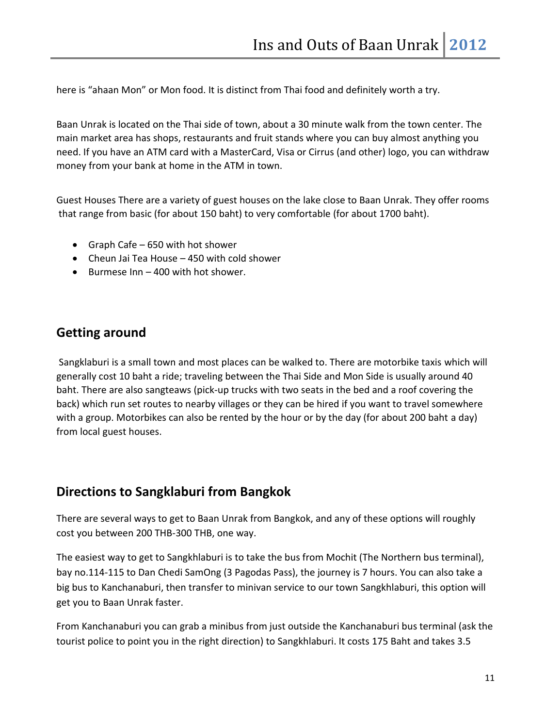here is "ahaan Mon" or Mon food. It is distinct from Thai food and definitely worth a try.

Baan Unrak is located on the Thai side of town, about a 30 minute walk from the town center. The main market area has shops, restaurants and fruit stands where you can buy almost anything you need. If you have an ATM card with a MasterCard, Visa or Cirrus (and other) logo, you can withdraw money from your bank at home in the ATM in town.

Guest Houses There are a variety of guest houses on the lake close to Baan Unrak. They offer rooms that range from basic (for about 150 baht) to very comfortable (for about 1700 baht).

- Graph Cafe – 650 with hot shower
- Cheun Jai Tea House – 450 with cold shower
- Burmese Inn – 400 with hot shower.

## Getting around

Sangklaburi is a small town and most places can be walked to. There are motorbike taxis which will generally cost 10 baht a ride; traveling between the Thai Side and Mon Side is usually around 40 baht. There are also sangteaws (pick-up trucks with two seats in the bed and a roof covering the back) which run set routes to nearby villages or they can be hired if you want to travel somewhere with a group. Motorbikes can also be rented by the hour or by the day (for about 200 baht a day) from local guest houses.

## Directions to Sangklaburi from Bangkok

There are several ways to get to Baan Unrak from Bangkok, and any of these options will roughly cost you between 200 THB-300 THB, one way.

The easiest way to get to Sangkhlaburi is to take the bus from Mochit (The Northern bus terminal), bay no.114-115 to Dan Chedi SamOng (3 Pagodas Pass), the journey is 7 hours. You can also take a big bus to Kanchanaburi, then transfer to minivan service to our town Sangkhlaburi, this option will get you to Baan Unrak faster.

From Kanchanaburi you can grab a minibus from just outside the Kanchanaburi bus terminal (ask the tourist police to point you in the right direction) to Sangkhlaburi. It costs 175 Baht and takes 3.5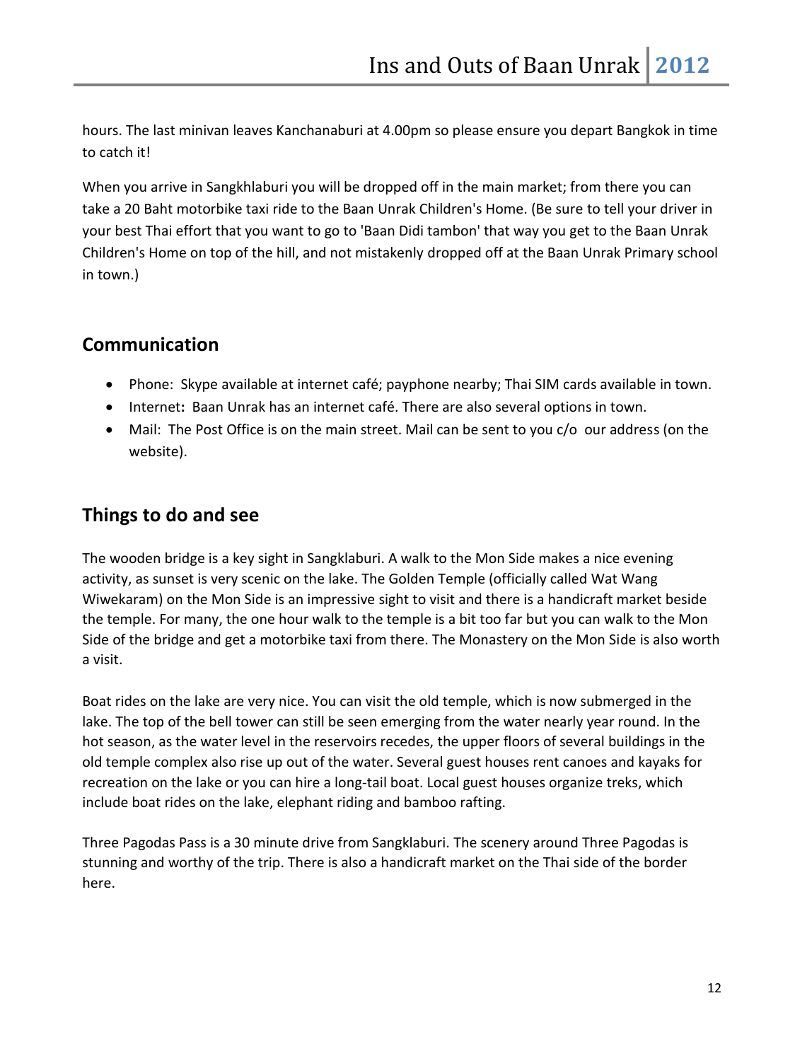hours. The last minivan leaves Kanchanaburi at 4.00pm so please ensure you depart Bangkok in time to catch it!

When you arrive in Sangkhlaburi you will be dropped off in the main market; from there you can take a 20 Baht motorbike taxi ride to the Baan Unrak Children's Home. (Be sure to tell your driver in your best Thai effort that you want to go to 'Baan Didi tambon' that way you get to the Baan Unrak Children's Home on top of the hill, and not mistakenly dropped off at the Baan Unrak Primary school in town.)

## Communication

- Phone: Skype available at internet café; payphone nearby; Thai SIM cards available in town.
- Internet**:** Baan Unrak has an internet café. There are also several options in town.
- Mail: The Post Office is on the main street. Mail can be sent to you c/o our address (on the website).

## Things to do and see

The wooden bridge is a key sight in Sangklaburi. A walk to the Mon Side makes a nice evening activity, as sunset is very scenic on the lake. The Golden Temple (officially called Wat Wang Wiwekaram) on the Mon Side is an impressive sight to visit and there is a handicraft market beside the temple. For many, the one hour walk to the temple is a bit too far but you can walk to the Mon Side of the bridge and get a motorbike taxi from there. The Monastery on the Mon Side is also worth a visit.

Boat rides on the lake are very nice. You can visit the old temple, which is now submerged in the lake. The top of the bell tower can still be seen emerging from the water nearly year round. In the hot season, as the water level in the reservoirs recedes, the upper floors of several buildings in the old temple complex also rise up out of the water. Several guest houses rent canoes and kayaks for recreation on the lake or you can hire a long-tail boat. Local guest houses organize treks, which include boat rides on the lake, elephant riding and bamboo rafting.

Three Pagodas Pass is a 30 minute drive from Sangklaburi. The scenery around Three Pagodas is stunning and worthy of the trip. There is also a handicraft market on the Thai side of the border here.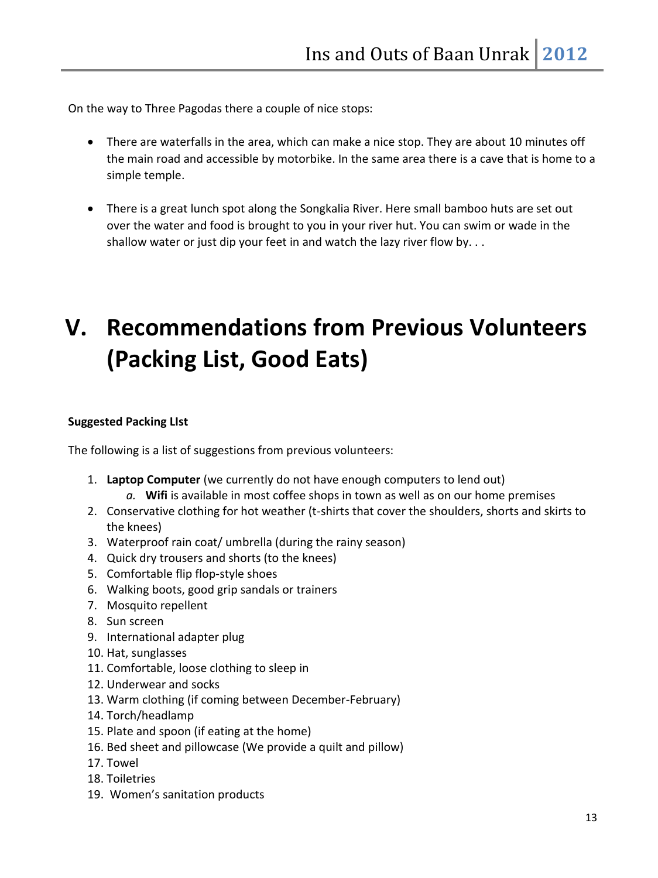On the way to Three Pagodas there a couple of nice stops:

- There are waterfalls in the area, which can make a nice stop. They are about 10 minutes off the main road and accessible by motorbike. In the same area there is a cave that is home to a simple temple.
- There is a great lunch spot along the Songkalia River. Here small bamboo huts are set out over the water and food is brought to you in your river hut. You can swim or wade in the shallow water or just dip your feet in and watch the lazy river flow by. . .

# V. Recommendations from Previous Volunteers (Packing List, Good Eats)

**Suggested Packing LIst**

The following is a list of suggestions from previous volunteers:

1. **Laptop Computer** (we currently do not have enough computers to lend out)
   a. **Wifi** is available in most coffee shops in town as well as on our home premises
2. Conservative clothing for hot weather (t-shirts that cover the shoulders, shorts and skirts to the knees)
3. Waterproof rain coat/ umbrella (during the rainy season)
4. Quick dry trousers and shorts (to the knees)
5. Comfortable flip flop-style shoes
6. Walking boots, good grip sandals or trainers
7. Mosquito repellent
8. Sun screen
9. International adapter plug
10. Hat, sunglasses
11. Comfortable, loose clothing to sleep in
12. Underwear and socks
13. Warm clothing (if coming between December-February)
14. Torch/headlamp
15. Plate and spoon (if eating at the home)
16. Bed sheet and pillowcase (We provide a quilt and pillow)
17. Towel
18. Toiletries
19. Women's sanitation products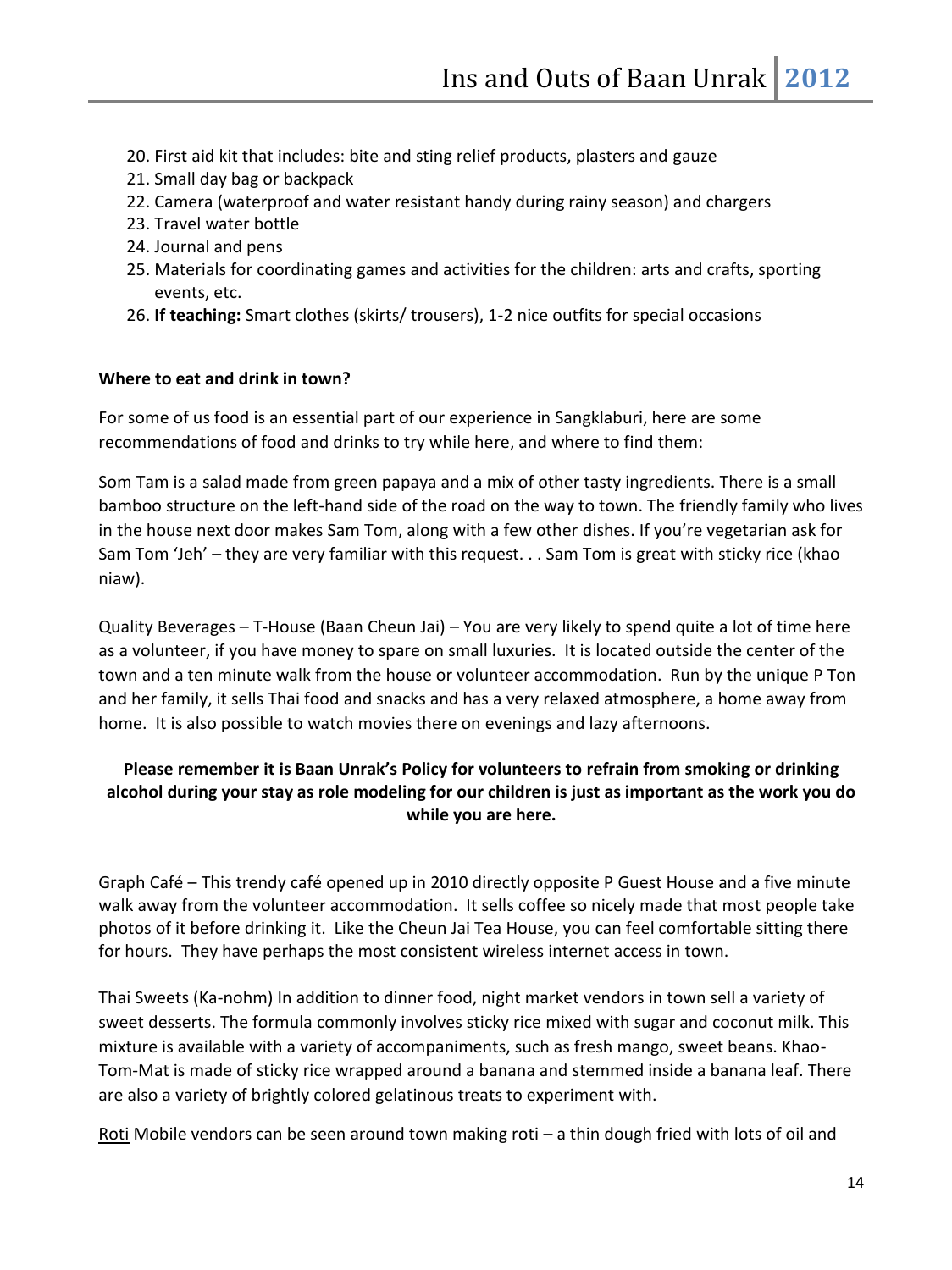20. First aid kit that includes: bite and sting relief products, plasters and gauze
21. Small day bag or backpack
22. Camera (waterproof and water resistant handy during rainy season) and chargers
23. Travel water bottle
24. Journal and pens
25. Materials for coordinating games and activities for the children: arts and crafts, sporting events, etc.
26. **If teaching:** Smart clothes (skirts/ trousers), 1-2 nice outfits for special occasions

**Where to eat and drink in town?**

For some of us food is an essential part of our experience in Sangklaburi, here are some recommendations of food and drinks to try while here, and where to find them:

Som Tam is a salad made from green papaya and a mix of other tasty ingredients. There is a small bamboo structure on the left-hand side of the road on the way to town. The friendly family who lives in the house next door makes Sam Tom, along with a few other dishes. If you're vegetarian ask for Sam Tom 'Jeh' – they are very familiar with this request. . . Sam Tom is great with sticky rice (khao niaw).

Quality Beverages – T-House (Baan Cheun Jai) – You are very likely to spend quite a lot of time here as a volunteer, if you have money to spare on small luxuries. It is located outside the center of the town and a ten minute walk from the house or volunteer accommodation. Run by the unique P Ton and her family, it sells Thai food and snacks and has a very relaxed atmosphere, a home away from home. It is also possible to watch movies there on evenings and lazy afternoons.

**Please remember it is Baan Unrak's Policy for volunteers to refrain from smoking or drinking alcohol during your stay as role modeling for our children is just as important as the work you do while you are here.**

Graph Café – This trendy café opened up in 2010 directly opposite P Guest House and a five minute walk away from the volunteer accommodation. It sells coffee so nicely made that most people take photos of it before drinking it. Like the Cheun Jai Tea House, you can feel comfortable sitting there for hours. They have perhaps the most consistent wireless internet access in town.

Thai Sweets (Ka-nohm) In addition to dinner food, night market vendors in town sell a variety of sweet desserts. The formula commonly involves sticky rice mixed with sugar and coconut milk. This mixture is available with a variety of accompaniments, such as fresh mango, sweet beans. Khao-Tom-Mat is made of sticky rice wrapped around a banana and stemmed inside a banana leaf. There are also a variety of brightly colored gelatinous treats to experiment with.

Roti Mobile vendors can be seen around town making roti – a thin dough fried with lots of oil and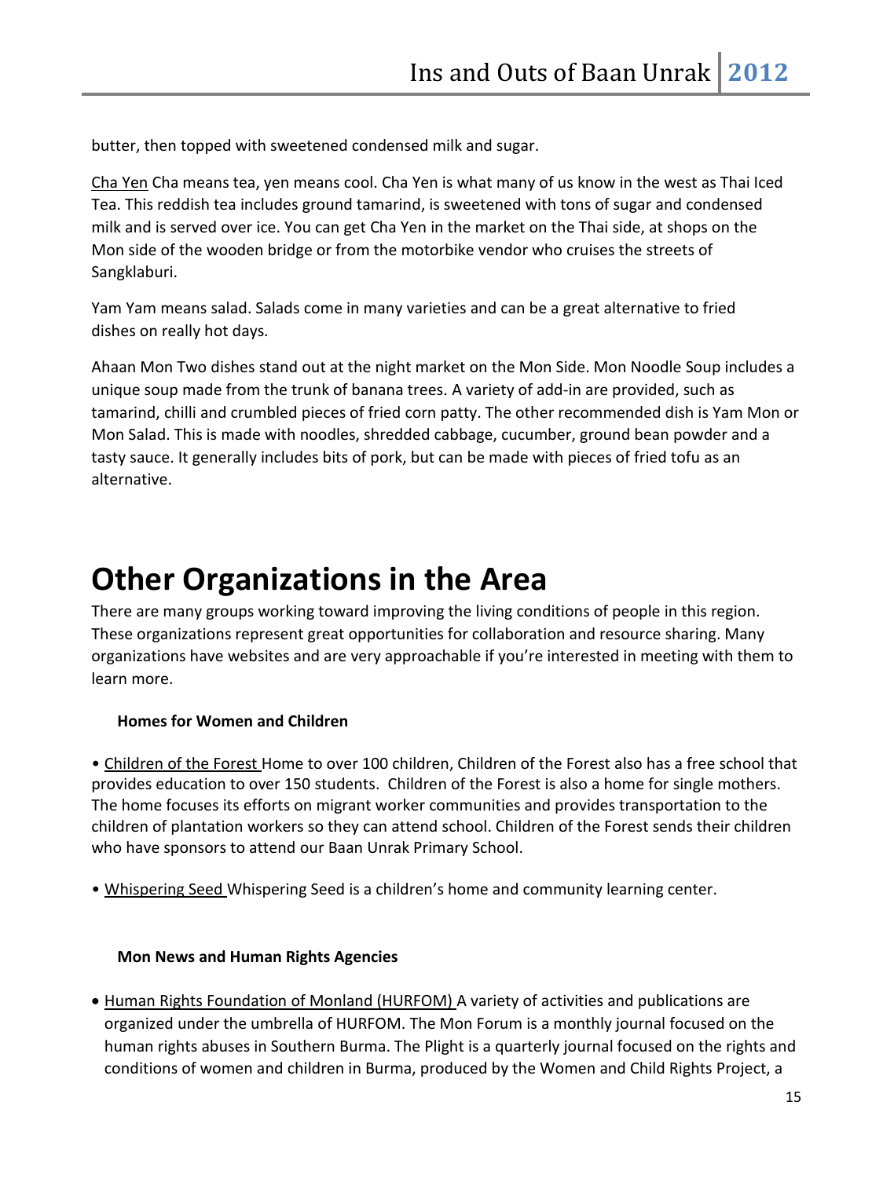butter, then topped with sweetened condensed milk and sugar.

Cha Yen Cha means tea, yen means cool. Cha Yen is what many of us know in the west as Thai Iced Tea. This reddish tea includes ground tamarind, is sweetened with tons of sugar and condensed milk and is served over ice. You can get Cha Yen in the market on the Thai side, at shops on the Mon side of the wooden bridge or from the motorbike vendor who cruises the streets of Sangklaburi.

Yam Yam means salad. Salads come in many varieties and can be a great alternative to fried dishes on really hot days.

Ahaan Mon Two dishes stand out at the night market on the Mon Side. Mon Noodle Soup includes a unique soup made from the trunk of banana trees. A variety of add-in are provided, such as tamarind, chilli and crumbled pieces of fried corn patty. The other recommended dish is Yam Mon or Mon Salad. This is made with noodles, shredded cabbage, cucumber, ground bean powder and a tasty sauce. It generally includes bits of pork, but can be made with pieces of fried tofu as an alternative.

# Other Organizations in the Area

There are many groups working toward improving the living conditions of people in this region. These organizations represent great opportunities for collaboration and resource sharing. Many organizations have websites and are very approachable if you're interested in meeting with them to learn more.

**Homes for Women and Children**

• Children of the Forest Home to over 100 children, Children of the Forest also has a free school that provides education to over 150 students. Children of the Forest is also a home for single mothers. The home focuses its efforts on migrant worker communities and provides transportation to the children of plantation workers so they can attend school. Children of the Forest sends their children who have sponsors to attend our Baan Unrak Primary School.

• Whispering Seed Whispering Seed is a children's home and community learning center.

**Mon News and Human Rights Agencies**

- Human Rights Foundation of Monland (HURFOM) A variety of activities and publications are organized under the umbrella of HURFOM. The Mon Forum is a monthly journal focused on the human rights abuses in Southern Burma. The Plight is a quarterly journal focused on the rights and conditions of women and children in Burma, produced by the Women and Child Rights Project, a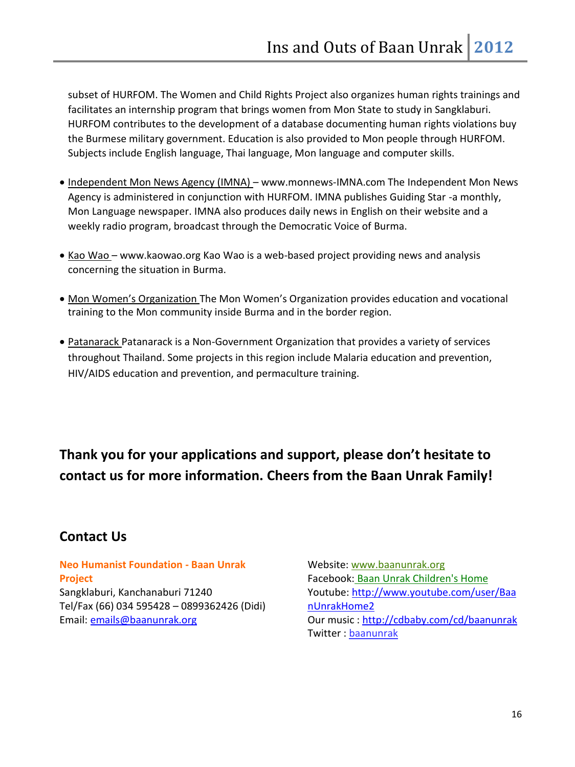subset of HURFOM. The Women and Child Rights Project also organizes human rights trainings and facilitates an internship program that brings women from Mon State to study in Sangklaburi. HURFOM contributes to the development of a database documenting human rights violations buy the Burmese military government. Education is also provided to Mon people through HURFOM. Subjects include English language, Thai language, Mon language and computer skills.

- Independent Mon News Agency (IMNA) – www.monnews-IMNA.com The Independent Mon News Agency is administered in conjunction with HURFOM. IMNA publishes Guiding Star -a monthly, Mon Language newspaper. IMNA also produces daily news in English on their website and a weekly radio program, broadcast through the Democratic Voice of Burma.

- Kao Wao – www.kaowao.org Kao Wao is a web-based project providing news and analysis concerning the situation in Burma.

- Mon Women's Organization The Mon Women's Organization provides education and vocational training to the Mon community inside Burma and in the border region.

- Patanarack Patanarack is a Non-Government Organization that provides a variety of services throughout Thailand. Some projects in this region include Malaria education and prevention, HIV/AIDS education and prevention, and permaculture training.

## Thank you for your applications and support, please don't hesitate to contact us for more information. Cheers from the Baan Unrak Family!

## Contact Us

**Neo Humanist Foundation - Baan Unrak Project**
Sangklaburi, Kanchanaburi 71240
Tel/Fax (66) 034 595428 – 0899362426 (Didi)
Email: emails@baanunrak.org

Website: www.baanunrak.org
Facebook: Baan Unrak Children's Home
Youtube: http://www.youtube.com/user/BaanUnrakHome2
Our music : http://cdbaby.com/cd/baanunrak
Twitter : baanunrak